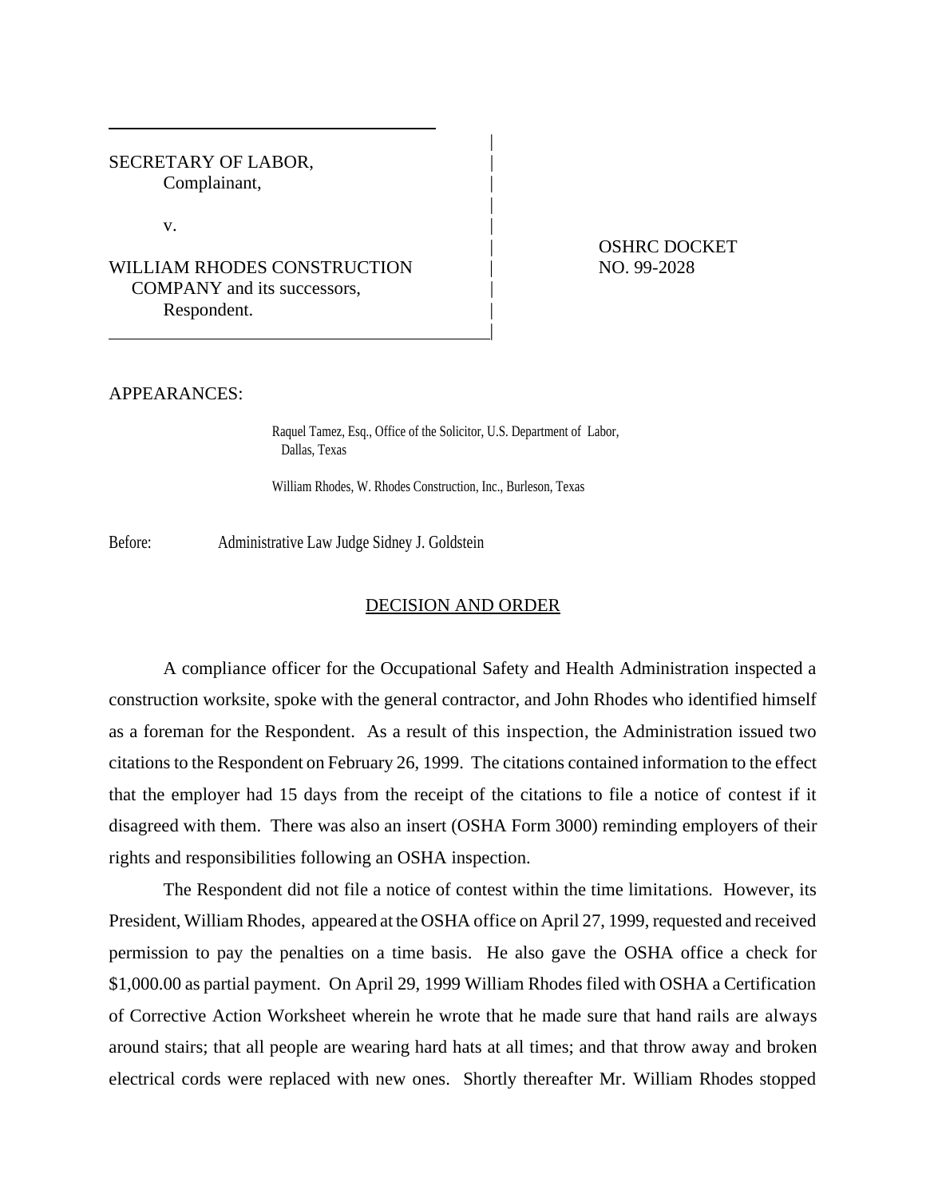SECRETARY OF LABOR,
Complainant,

v.

WILLIAM RHODES CONSTRUCTION COMPANY and its successors,
Respondent.

OSHRC DOCKET NO. 99-2028

APPEARANCES:

Raquel Tamez, Esq., Office of the Solicitor, U.S. Department of Labor, Dallas, Texas

William Rhodes, W. Rhodes Construction, Inc., Burleson, Texas

Before: Administrative Law Judge Sidney J. Goldstein

## DECISION AND ORDER

A compliance officer for the Occupational Safety and Health Administration inspected a construction worksite, spoke with the general contractor, and John Rhodes who identified himself as a foreman for the Respondent. As a result of this inspection, the Administration issued two citations to the Respondent on February 26, 1999. The citations contained information to the effect that the employer had 15 days from the receipt of the citations to file a notice of contest if it disagreed with them. There was also an insert (OSHA Form 3000) reminding employers of their rights and responsibilities following an OSHA inspection.

The Respondent did not file a notice of contest within the time limitations. However, its President, William Rhodes, appeared at the OSHA office on April 27, 1999, requested and received permission to pay the penalties on a time basis. He also gave the OSHA office a check for $1,000.00 as partial payment. On April 29, 1999 William Rhodes filed with OSHA a Certification of Corrective Action Worksheet wherein he wrote that he made sure that hand rails are always around stairs; that all people are wearing hard hats at all times; and that throw away and broken electrical cords were replaced with new ones. Shortly thereafter Mr. William Rhodes stopped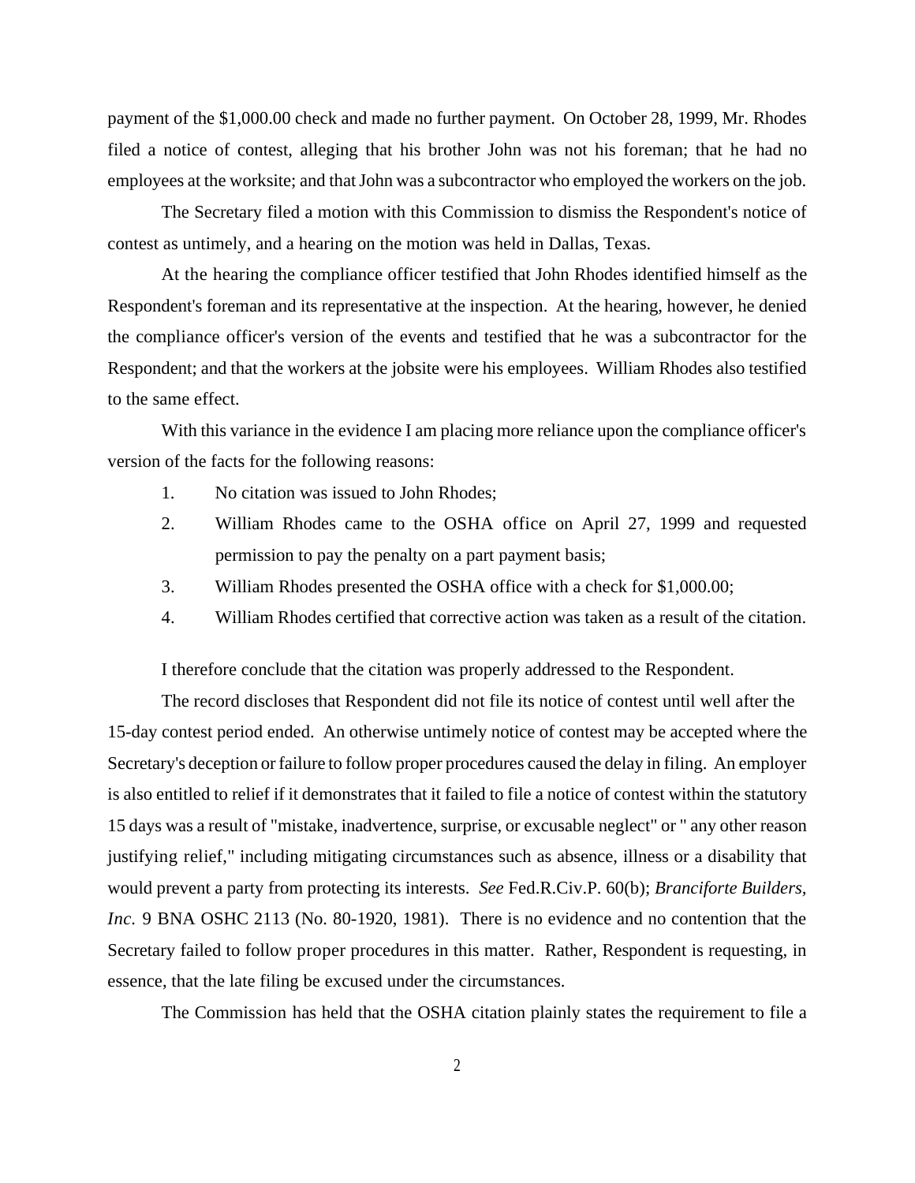payment of the $1,000.00 check and made no further payment. On October 28, 1999, Mr. Rhodes filed a notice of contest, alleging that his brother John was not his foreman; that he had no employees at the worksite; and that John was a subcontractor who employed the workers on the job.

The Secretary filed a motion with this Commission to dismiss the Respondent's notice of contest as untimely, and a hearing on the motion was held in Dallas, Texas.

At the hearing the compliance officer testified that John Rhodes identified himself as the Respondent's foreman and its representative at the inspection. At the hearing, however, he denied the compliance officer's version of the events and testified that he was a subcontractor for the Respondent; and that the workers at the jobsite were his employees. William Rhodes also testified to the same effect.

With this variance in the evidence I am placing more reliance upon the compliance officer's version of the facts for the following reasons:

1. No citation was issued to John Rhodes;
2. William Rhodes came to the OSHA office on April 27, 1999 and requested permission to pay the penalty on a part payment basis;
3. William Rhodes presented the OSHA office with a check for $1,000.00;
4. William Rhodes certified that corrective action was taken as a result of the citation.

I therefore conclude that the citation was properly addressed to the Respondent.

The record discloses that Respondent did not file its notice of contest until well after the 15-day contest period ended. An otherwise untimely notice of contest may be accepted where the Secretary's deception or failure to follow proper procedures caused the delay in filing. An employer is also entitled to relief if it demonstrates that it failed to file a notice of contest within the statutory 15 days was a result of "mistake, inadvertence, surprise, or excusable neglect" or " any other reason justifying relief," including mitigating circumstances such as absence, illness or a disability that would prevent a party from protecting its interests. *See* Fed.R.Civ.P. 60(b); *Branciforte Builders, Inc.* 9 BNA OSHC 2113 (No. 80-1920, 1981). There is no evidence and no contention that the Secretary failed to follow proper procedures in this matter. Rather, Respondent is requesting, in essence, that the late filing be excused under the circumstances.

The Commission has held that the OSHA citation plainly states the requirement to file a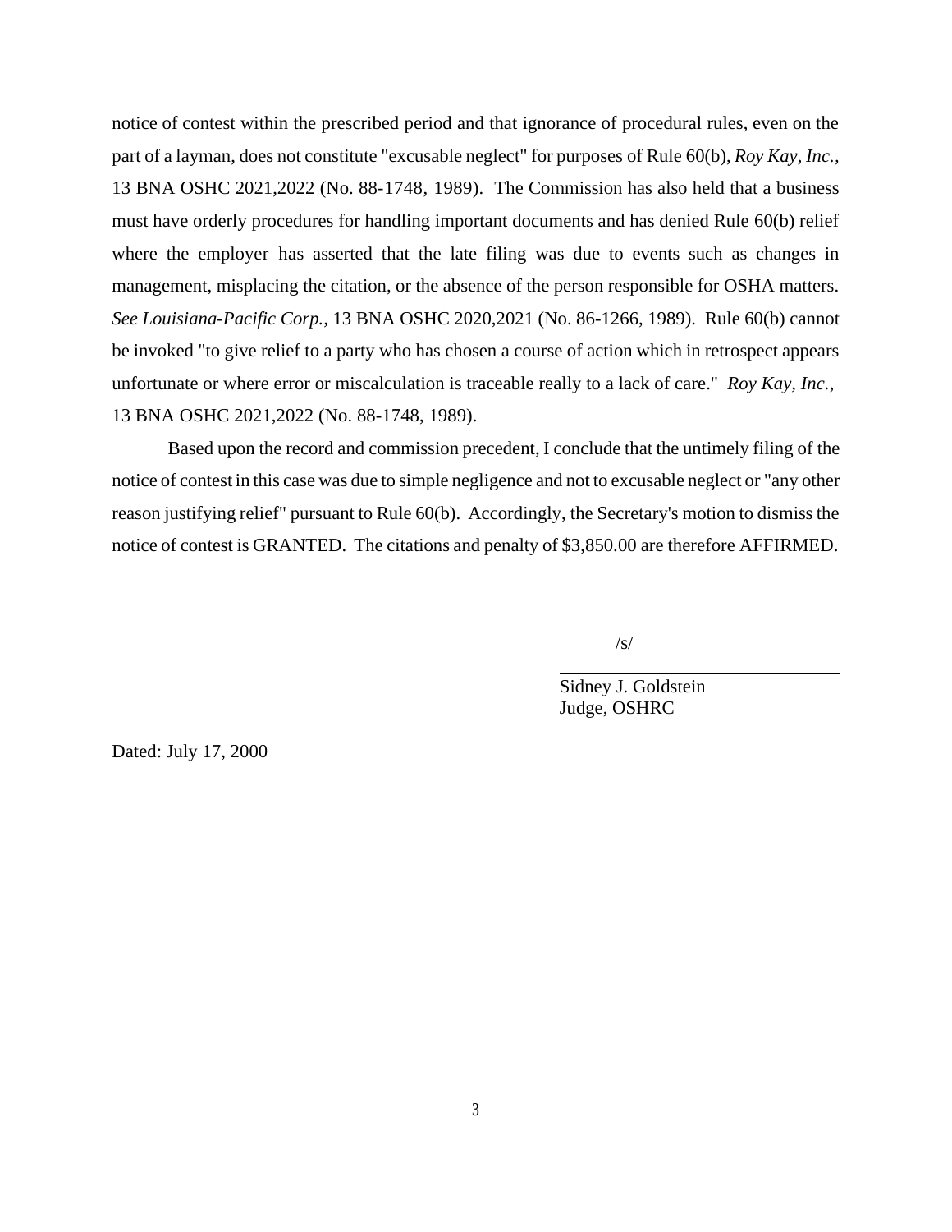notice of contest within the prescribed period and that ignorance of procedural rules, even on the part of a layman, does not constitute "excusable neglect" for purposes of Rule 60(b), *Roy Kay, Inc.*, 13 BNA OSHC 2021,2022 (No. 88-1748, 1989). The Commission has also held that a business must have orderly procedures for handling important documents and has denied Rule 60(b) relief where the employer has asserted that the late filing was due to events such as changes in management, misplacing the citation, or the absence of the person responsible for OSHA matters. *See Louisiana-Pacific Corp.,* 13 BNA OSHC 2020,2021 (No. 86-1266, 1989). Rule 60(b) cannot be invoked "to give relief to a party who has chosen a course of action which in retrospect appears unfortunate or where error or miscalculation is traceable really to a lack of care." *Roy Kay, Inc.*, 13 BNA OSHC 2021,2022 (No. 88-1748, 1989).

Based upon the record and commission precedent, I conclude that the untimely filing of the notice of contest in this case was due to simple negligence and not to excusable neglect or "any other reason justifying relief" pursuant to Rule 60(b). Accordingly, the Secretary's motion to dismiss the notice of contest is GRANTED. The citations and penalty of $3,850.00 are therefore AFFIRMED.

/s/

Sidney J. Goldstein
Judge, OSHRC

Dated: July 17, 2000